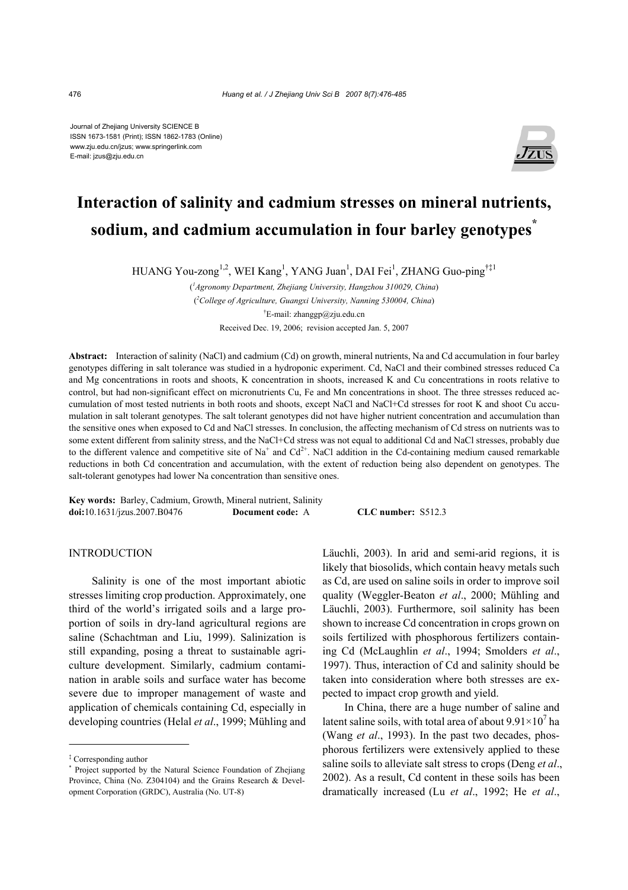Journal of Zhejiang University SCIENCE B
ISSN 1673-1581 (Print); ISSN 1862-1783 (Online)
www.zju.edu.cn/jzus; www.springerlink.com
E-mail: jzus@zju.edu.cn

# Interaction of salinity and cadmium stresses on mineral nutrients, sodium, and cadmium accumulation in four barley genotypes[*]

HUANG You-zong[1,2], WEI Kang[1], YANG Juan[1], DAI Fei[1], ZHANG Guo-ping[†‡1]

([1]*Agronomy Department, Zhejiang University, Hangzhou 310029, China*)

([2]*College of Agriculture, Guangxi University, Nanning 530004, China*)

[†]E-mail: zhanggp@zju.edu.cn

Received Dec. 19, 2006; revision accepted Jan. 5, 2007

**Abstract:** Interaction of salinity (NaCl) and cadmium (Cd) on growth, mineral nutrients, Na and Cd accumulation in four barley genotypes differing in salt tolerance was studied in a hydroponic experiment. Cd, NaCl and their combined stresses reduced Ca and Mg concentrations in roots and shoots, K concentration in shoots, increased K and Cu concentrations in roots relative to control, but had non-significant effect on micronutrients Cu, Fe and Mn concentrations in shoot. The three stresses reduced accumulation of most tested nutrients in both roots and shoots, except NaCl and NaCl+Cd stresses for root K and shoot Cu accumulation in salt tolerant genotypes. The salt tolerant genotypes did not have higher nutrient concentration and accumulation than the sensitive ones when exposed to Cd and NaCl stresses. In conclusion, the affecting mechanism of Cd stress on nutrients was to some extent different from salinity stress, and the NaCl+Cd stress was not equal to additional Cd and NaCl stresses, probably due to the different valence and competitive site of $Na^+$ and $Cd^{2+}$. NaCl addition in the Cd-containing medium caused remarkable reductions in both Cd concentration and accumulation, with the extent of reduction being also dependent on genotypes. The salt-tolerant genotypes had lower Na concentration than sensitive ones.

**Key words:** Barley, Cadmium, Growth, Mineral nutrient, Salinity
**doi:**10.1631/jzus.2007.B0476 **Document code:** A **CLC number:** S512.3

## INTRODUCTION

Salinity is one of the most important abiotic stresses limiting crop production. Approximately, one third of the world's irrigated soils and a large proportion of soils in dry-land agricultural regions are saline (Schachtman and Liu, 1999). Salinization is still expanding, posing a threat to sustainable agriculture development. Similarly, cadmium contamination in arable soils and surface water has become severe due to improper management of waste and application of chemicals containing Cd, especially in developing countries (Helal *et al*., 1999; Mühling and Läuchli, 2003). In arid and semi-arid regions, it is likely that biosolids, which contain heavy metals such as Cd, are used on saline soils in order to improve soil quality (Weggler-Beaton *et al*., 2000; Mühling and Läuchli, 2003). Furthermore, soil salinity has been shown to increase Cd concentration in crops grown on soils fertilized with phosphorous fertilizers containing Cd (McLaughlin *et al*., 1994; Smolders *et al*., 1997). Thus, interaction of Cd and salinity should be taken into consideration where both stresses are expected to impact crop growth and yield.

In China, there are a huge number of saline and latent saline soils, with total area of about $9.91\times10^7$ ha (Wang *et al*., 1993). In the past two decades, phosphorous fertilizers were extensively applied to these saline soils to alleviate salt stress to crops (Deng *et al*., 2002). As a result, Cd content in these soils has been dramatically increased (Lu *et al*., 1992; He *et al*.,

---

[‡] Corresponding author

[*] Project supported by the Natural Science Foundation of Zhejiang Province, China (No. Z304104) and the Grains Research & Development Corporation (GRDC), Australia (No. UT-8)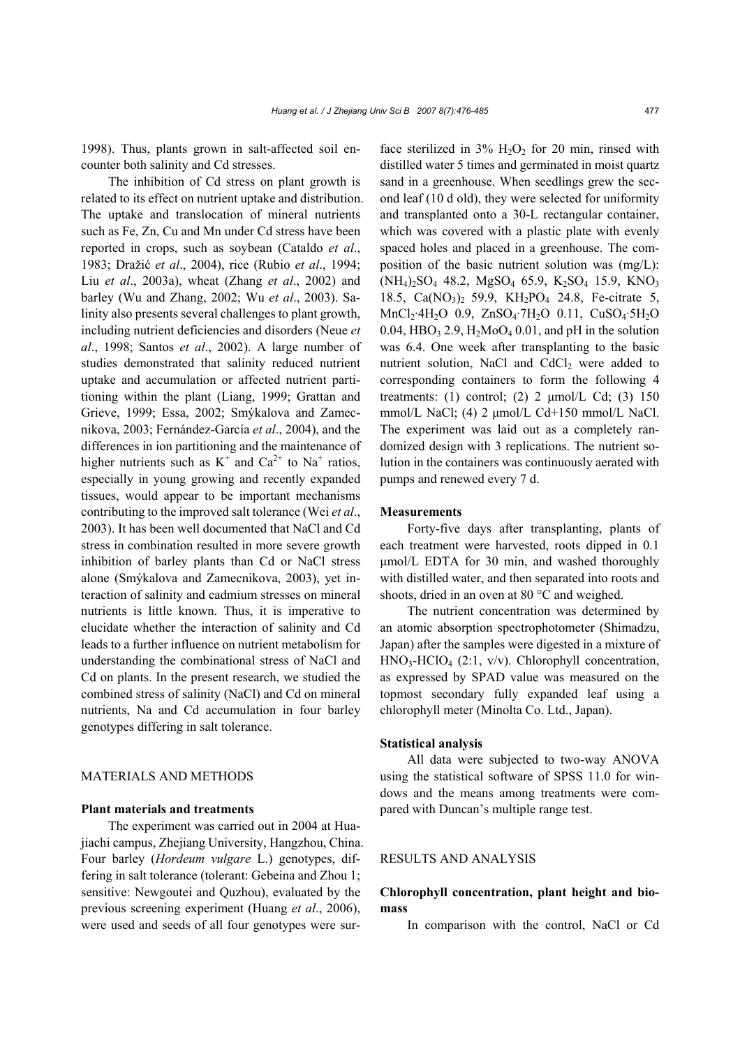1998). Thus, plants grown in salt-affected soil encounter both salinity and Cd stresses.

The inhibition of Cd stress on plant growth is related to its effect on nutrient uptake and distribution. The uptake and translocation of mineral nutrients such as Fe, Zn, Cu and Mn under Cd stress have been reported in crops, such as soybean (Cataldo *et al*., 1983; Dražić *et al*., 2004), rice (Rubio *et al*., 1994; Liu *et al*., 2003a), wheat (Zhang *et al*., 2002) and barley (Wu and Zhang, 2002; Wu *et al*., 2003). Salinity also presents several challenges to plant growth, including nutrient deficiencies and disorders (Neue *et al*., 1998; Santos *et al*., 2002). A large number of studies demonstrated that salinity reduced nutrient uptake and accumulation or affected nutrient partitioning within the plant (Liang, 1999; Grattan and Grieve, 1999; Essa, 2002; Smýkalova and Zamecnikova, 2003; Fernández-García *et al*., 2004), and the differences in ion partitioning and the maintenance of higher nutrients such as $K^+$ and $Ca^{2+}$ to $Na^+$ ratios, especially in young growing and recently expanded tissues, would appear to be important mechanisms contributing to the improved salt tolerance (Wei *et al*., 2003). It has been well documented that NaCl and Cd stress in combination resulted in more severe growth inhibition of barley plants than Cd or NaCl stress alone (Smýkalova and Zamecnikova, 2003), yet interaction of salinity and cadmium stresses on mineral nutrients is little known. Thus, it is imperative to elucidate whether the interaction of salinity and Cd leads to a further influence on nutrient metabolism for understanding the combinational stress of NaCl and Cd on plants. In the present research, we studied the combined stress of salinity (NaCl) and Cd on mineral nutrients, Na and Cd accumulation in four barley genotypes differing in salt tolerance.

## MATERIALS AND METHODS

### Plant materials and treatments

The experiment was carried out in 2004 at Huajiachi campus, Zhejiang University, Hangzhou, China. Four barley (*Hordeum vulgare* L.) genotypes, differing in salt tolerance (tolerant: Gebeina and Zhou 1; sensitive: Newgoutei and Quzhou), evaluated by the previous screening experiment (Huang *et al*., 2006), were used and seeds of all four genotypes were surface sterilized in 3% $H_2O_2$ for 20 min, rinsed with distilled water 5 times and germinated in moist quartz sand in a greenhouse. When seedlings grew the second leaf (10 d old), they were selected for uniformity and transplanted onto a 30-L rectangular container, which was covered with a plastic plate with evenly spaced holes and placed in a greenhouse. The composition of the basic nutrient solution was (mg/L): $(NH_4)_2SO_4$ 48.2, $MgSO_4$ 65.9, $K_2SO_4$ 15.9, $KNO_3$ 18.5, $Ca(NO_3)_2$ 59.9, $KH_2PO_4$ 24.8, Fe-citrate 5, $MnCl_2{\cdot}4H_2O$ 0.9, $ZnSO_4{\cdot}7H_2O$ 0.11, $CuSO_4{\cdot}5H_2O$ 0.04, $HBO_3$ 2.9, $H_2MoO_4$ 0.01, and pH in the solution was 6.4. One week after transplanting to the basic nutrient solution, NaCl and $CdCl_2$ were added to corresponding containers to form the following 4 treatments: (1) control; (2) 2 μmol/L Cd; (3) 150 mmol/L NaCl; (4) 2 μmol/L Cd+150 mmol/L NaCl. The experiment was laid out as a completely randomized design with 3 replications. The nutrient solution in the containers was continuously aerated with pumps and renewed every 7 d.

### Measurements

Forty-five days after transplanting, plants of each treatment were harvested, roots dipped in 0.1 μmol/L EDTA for 30 min, and washed thoroughly with distilled water, and then separated into roots and shoots, dried in an oven at 80 °C and weighed.

The nutrient concentration was determined by an atomic absorption spectrophotometer (Shimadzu, Japan) after the samples were digested in a mixture of $HNO_3$-$HClO_4$ (2:1, v/v). Chlorophyll concentration, as expressed by SPAD value was measured on the topmost secondary fully expanded leaf using a chlorophyll meter (Minolta Co. Ltd., Japan).

### Statistical analysis

All data were subjected to two-way ANOVA using the statistical software of SPSS 11.0 for windows and the means among treatments were compared with Duncan's multiple range test.

## RESULTS AND ANALYSIS

### Chlorophyll concentration, plant height and biomass

In comparison with the control, NaCl or Cd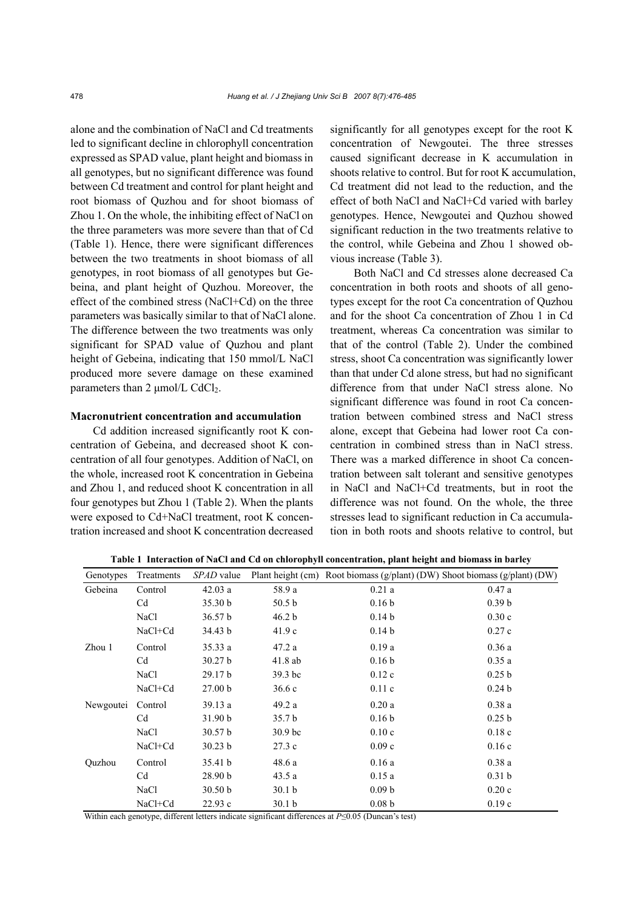alone and the combination of NaCl and Cd treatments led to significant decline in chlorophyll concentration expressed as SPAD value, plant height and biomass in all genotypes, but no significant difference was found between Cd treatment and control for plant height and root biomass of Quzhou and for shoot biomass of Zhou 1. On the whole, the inhibiting effect of NaCl on the three parameters was more severe than that of Cd (Table 1). Hence, there were significant differences between the two treatments in shoot biomass of all genotypes, in root biomass of all genotypes but Gebeina, and plant height of Quzhou. Moreover, the effect of the combined stress (NaCl+Cd) on the three parameters was basically similar to that of NaCl alone. The difference between the two treatments was only significant for SPAD value of Quzhou and plant height of Gebeina, indicating that 150 mmol/L NaCl produced more severe damage on these examined parameters than 2 μmol/L $CdCl_2$.

### Macronutrient concentration and accumulation

Cd addition increased significantly root K concentration of Gebeina, and decreased shoot K concentration of all four genotypes. Addition of NaCl, on the whole, increased root K concentration in Gebeina and Zhou 1, and reduced shoot K concentration in all four genotypes but Zhou 1 (Table 2). When the plants were exposed to Cd+NaCl treatment, root K concentration increased and shoot K concentration decreased significantly for all genotypes except for the root K concentration of Newgoutei. The three stresses caused significant decrease in K accumulation in shoots relative to control. But for root K accumulation, Cd treatment did not lead to the reduction, and the effect of both NaCl and NaCl+Cd varied with barley genotypes. Hence, Newgoutei and Quzhou showed significant reduction in the two treatments relative to the control, while Gebeina and Zhou 1 showed obvious increase (Table 3).

Both NaCl and Cd stresses alone decreased Ca concentration in both roots and shoots of all genotypes except for the root Ca concentration of Quzhou and for the shoot Ca concentration of Zhou 1 in Cd treatment, whereas Ca concentration was similar to that of the control (Table 2). Under the combined stress, shoot Ca concentration was significantly lower than that under Cd alone stress, but had no significant difference from that under NaCl stress alone. No significant difference was found in root Ca concentration between combined stress and NaCl stress alone, except that Gebeina had lower root Ca concentration in combined stress than in NaCl stress. There was a marked difference in shoot Ca concentration between salt tolerant and sensitive genotypes in NaCl and NaCl+Cd treatments, but in root the difference was not found. On the whole, the three stresses lead to significant reduction in Ca accumulation in both roots and shoots relative to control, but

**Table 1 Interaction of NaCl and Cd on chlorophyll concentration, plant height and biomass in barley**

| Genotypes | Treatments | *SPAD* value | Plant height (cm) | Root biomass (g/plant) (DW) | Shoot biomass (g/plant) (DW) |
|---|---|---|---|---|---|
| Gebeina | Control | 42.03 a | 58.9 a | 0.21 a | 0.47 a |
| | Cd | 35.30 b | 50.5 b | 0.16 b | 0.39 b |
| | NaCl | 36.57 b | 46.2 b | 0.14 b | 0.30 c |
| | NaCl+Cd | 34.43 b | 41.9 c | 0.14 b | 0.27 c |
| Zhou 1 | Control | 35.33 a | 47.2 a | 0.19 a | 0.36 a |
| | Cd | 30.27 b | 41.8 ab | 0.16 b | 0.35 a |
| | NaCl | 29.17 b | 39.3 bc | 0.12 c | 0.25 b |
| | NaCl+Cd | 27.00 b | 36.6 c | 0.11 c | 0.24 b |
| Newgoutei | Control | 39.13 a | 49.2 a | 0.20 a | 0.38 a |
| | Cd | 31.90 b | 35.7 b | 0.16 b | 0.25 b |
| | NaCl | 30.57 b | 30.9 bc | 0.10 c | 0.18 c |
| | NaCl+Cd | 30.23 b | 27.3 c | 0.09 c | 0.16 c |
| Quzhou | Control | 35.41 b | 48.6 a | 0.16 a | 0.38 a |
| | Cd | 28.90 b | 43.5 a | 0.15 a | 0.31 b |
| | NaCl | 30.50 b | 30.1 b | 0.09 b | 0.20 c |
| | NaCl+Cd | 22.93 c | 30.1 b | 0.08 b | 0.19 c |

Within each genotype, different letters indicate significant differences at $P \leq 0.05$ (Duncan's test)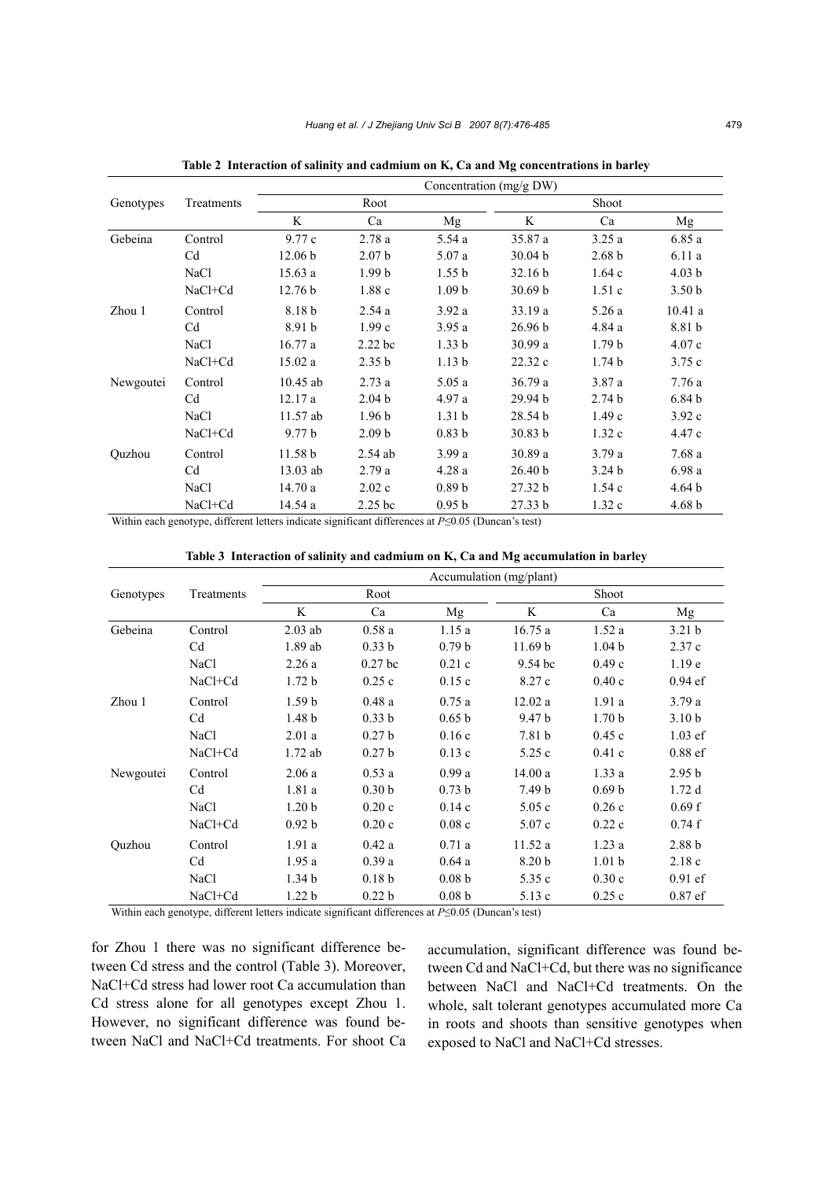**Table 2 Interaction of salinity and cadmium on K, Ca and Mg concentrations in barley**

| Genotypes | Treatments | Concentration (mg/g DW) | | | | | |
|---|---|---|---|---|---|---|---|
| | | Root | | | Shoot | | |
| | | K | Ca | Mg | K | Ca | Mg |
| Gebeina | Control | 9.77 c | 2.78 a | 5.54 a | 35.87 a | 3.25 a | 6.85 a |
| | Cd | 12.06 b | 2.07 b | 5.07 a | 30.04 b | 2.68 b | 6.11 a |
| | NaCl | 15.63 a | 1.99 b | 1.55 b | 32.16 b | 1.64 c | 4.03 b |
| | NaCl+Cd | 12.76 b | 1.88 c | 1.09 b | 30.69 b | 1.51 c | 3.50 b |
| Zhou 1 | Control | 8.18 b | 2.54 a | 3.92 a | 33.19 a | 5.26 a | 10.41 a |
| | Cd | 8.91 b | 1.99 c | 3.95 a | 26.96 b | 4.84 a | 8.81 b |
| | NaCl | 16.77 a | 2.22 bc | 1.33 b | 30.99 a | 1.79 b | 4.07 c |
| | NaCl+Cd | 15.02 a | 2.35 b | 1.13 b | 22.32 c | 1.74 b | 3.75 c |
| Newgoutei | Control | 10.45 ab | 2.73 a | 5.05 a | 36.79 a | 3.87 a | 7.76 a |
| | Cd | 12.17 a | 2.04 b | 4.97 a | 29.94 b | 2.74 b | 6.84 b |
| | NaCl | 11.57 ab | 1.96 b | 1.31 b | 28.54 b | 1.49 c | 3.92 c |
| | NaCl+Cd | 9.77 b | 2.09 b | 0.83 b | 30.83 b | 1.32 c | 4.47 c |
| Quzhou | Control | 11.58 b | 2.54 ab | 3.99 a | 30.89 a | 3.79 a | 7.68 a |
| | Cd | 13.03 ab | 2.79 a | 4.28 a | 26.40 b | 3.24 b | 6.98 a |
| | NaCl | 14.70 a | 2.02 c | 0.89 b | 27.32 b | 1.54 c | 4.64 b |
| | NaCl+Cd | 14.54 a | 2.25 bc | 0.95 b | 27.33 b | 1.32 c | 4.68 b |

Within each genotype, different letters indicate significant differences at $P \leq 0.05$ (Duncan's test)

**Table 3 Interaction of salinity and cadmium on K, Ca and Mg accumulation in barley**

| Genotypes | Treatments | Accumulation (mg/plant) | | | | | |
|---|---|---|---|---|---|---|---|
| | | Root | | | Shoot | | |
| | | K | Ca | Mg | K | Ca | Mg |
| Gebeina | Control | 2.03 ab | 0.58 a | 1.15 a | 16.75 a | 1.52 a | 3.21 b |
| | Cd | 1.89 ab | 0.33 b | 0.79 b | 11.69 b | 1.04 b | 2.37 c |
| | NaCl | 2.26 a | 0.27 bc | 0.21 c | 9.54 bc | 0.49 c | 1.19 e |
| | NaCl+Cd | 1.72 b | 0.25 c | 0.15 c | 8.27 c | 0.40 c | 0.94 ef |
| Zhou 1 | Control | 1.59 b | 0.48 a | 0.75 a | 12.02 a | 1.91 a | 3.79 a |
| | Cd | 1.48 b | 0.33 b | 0.65 b | 9.47 b | 1.70 b | 3.10 b |
| | NaCl | 2.01 a | 0.27 b | 0.16 c | 7.81 b | 0.45 c | 1.03 ef |
| | NaCl+Cd | 1.72 ab | 0.27 b | 0.13 c | 5.25 c | 0.41 c | 0.88 ef |
| Newgoutei | Control | 2.06 a | 0.53 a | 0.99 a | 14.00 a | 1.33 a | 2.95 b |
| | Cd | 1.81 a | 0.30 b | 0.73 b | 7.49 b | 0.69 b | 1.72 d |
| | NaCl | 1.20 b | 0.20 c | 0.14 c | 5.05 c | 0.26 c | 0.69 f |
| | NaCl+Cd | 0.92 b | 0.20 c | 0.08 c | 5.07 c | 0.22 c | 0.74 f |
| Quzhou | Control | 1.91 a | 0.42 a | 0.71 a | 11.52 a | 1.23 a | 2.88 b |
| | Cd | 1.95 a | 0.39 a | 0.64 a | 8.20 b | 1.01 b | 2.18 c |
| | NaCl | 1.34 b | 0.18 b | 0.08 b | 5.35 c | 0.30 c | 0.91 ef |
| | NaCl+Cd | 1.22 b | 0.22 b | 0.08 b | 5.13 c | 0.25 c | 0.87 ef |

Within each genotype, different letters indicate significant differences at $P \leq 0.05$ (Duncan's test)

for Zhou 1 there was no significant difference between Cd stress and the control (Table 3). Moreover, NaCl+Cd stress had lower root Ca accumulation than Cd stress alone for all genotypes except Zhou 1. However, no significant difference was found between NaCl and NaCl+Cd treatments. For shoot Ca accumulation, significant difference was found between Cd and NaCl+Cd, but there was no significance between NaCl and NaCl+Cd treatments. On the whole, salt tolerant genotypes accumulated more Ca in roots and shoots than sensitive genotypes when exposed to NaCl and NaCl+Cd stresses.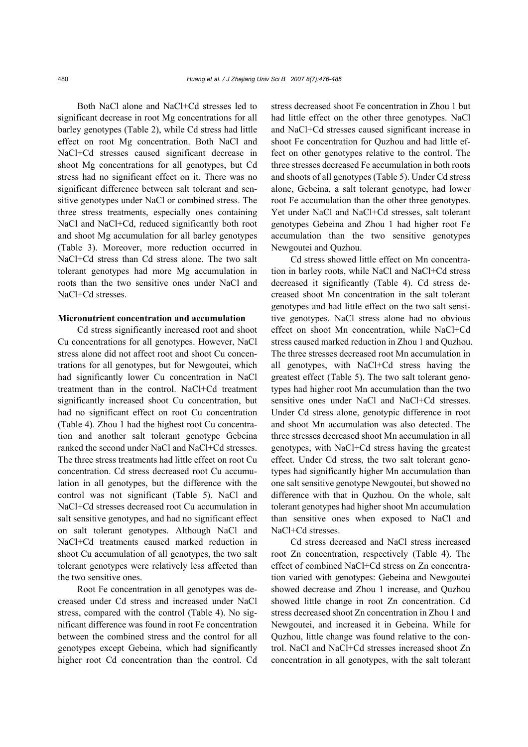Both NaCl alone and NaCl+Cd stresses led to significant decrease in root Mg concentrations for all barley genotypes (Table 2), while Cd stress had little effect on root Mg concentration. Both NaCl and NaCl+Cd stresses caused significant decrease in shoot Mg concentrations for all genotypes, but Cd stress had no significant effect on it. There was no significant difference between salt tolerant and sensitive genotypes under NaCl or combined stress. The three stress treatments, especially ones containing NaCl and NaCl+Cd, reduced significantly both root and shoot Mg accumulation for all barley genotypes (Table 3). Moreover, more reduction occurred in NaCl+Cd stress than Cd stress alone. The two salt tolerant genotypes had more Mg accumulation in roots than the two sensitive ones under NaCl and NaCl+Cd stresses.

**Micronutrient concentration and accumulation**

Cd stress significantly increased root and shoot Cu concentrations for all genotypes. However, NaCl stress alone did not affect root and shoot Cu concentrations for all genotypes, but for Newgoutei, which had significantly lower Cu concentration in NaCl treatment than in the control. NaCl+Cd treatment significantly increased shoot Cu concentration, but had no significant effect on root Cu concentration (Table 4). Zhou 1 had the highest root Cu concentration and another salt tolerant genotype Gebeina ranked the second under NaCl and NaCl+Cd stresses. The three stress treatments had little effect on root Cu concentration. Cd stress decreased root Cu accumulation in all genotypes, but the difference with the control was not significant (Table 5). NaCl and NaCl+Cd stresses decreased root Cu accumulation in salt sensitive genotypes, and had no significant effect on salt tolerant genotypes. Although NaCl and NaCl+Cd treatments caused marked reduction in shoot Cu accumulation of all genotypes, the two salt tolerant genotypes were relatively less affected than the two sensitive ones.

Root Fe concentration in all genotypes was decreased under Cd stress and increased under NaCl stress, compared with the control (Table 4). No significant difference was found in root Fe concentration between the combined stress and the control for all genotypes except Gebeina, which had significantly higher root Cd concentration than the control. Cd stress decreased shoot Fe concentration in Zhou 1 but had little effect on the other three genotypes. NaCl and NaCl+Cd stresses caused significant increase in shoot Fe concentration for Quzhou and had little effect on other genotypes relative to the control. The three stresses decreased Fe accumulation in both roots and shoots of all genotypes (Table 5). Under Cd stress alone, Gebeina, a salt tolerant genotype, had lower root Fe accumulation than the other three genotypes. Yet under NaCl and NaCl+Cd stresses, salt tolerant genotypes Gebeina and Zhou 1 had higher root Fe accumulation than the two sensitive genotypes Newgoutei and Quzhou.

Cd stress showed little effect on Mn concentration in barley roots, while NaCl and NaCl+Cd stress decreased it significantly (Table 4). Cd stress decreased shoot Mn concentration in the salt tolerant genotypes and had little effect on the two salt sensitive genotypes. NaCl stress alone had no obvious effect on shoot Mn concentration, while NaCl+Cd stress caused marked reduction in Zhou 1 and Quzhou. The three stresses decreased root Mn accumulation in all genotypes, with NaCl+Cd stress having the greatest effect (Table 5). The two salt tolerant genotypes had higher root Mn accumulation than the two sensitive ones under NaCl and NaCl+Cd stresses. Under Cd stress alone, genotypic difference in root and shoot Mn accumulation was also detected. The three stresses decreased shoot Mn accumulation in all genotypes, with NaCl+Cd stress having the greatest effect. Under Cd stress, the two salt tolerant genotypes had significantly higher Mn accumulation than one salt sensitive genotype Newgoutei, but showed no difference with that in Quzhou. On the whole, salt tolerant genotypes had higher shoot Mn accumulation than sensitive ones when exposed to NaCl and NaCl+Cd stresses.

Cd stress decreased and NaCl stress increased root Zn concentration, respectively (Table 4). The effect of combined NaCl+Cd stress on Zn concentration varied with genotypes: Gebeina and Newgoutei showed decrease and Zhou 1 increase, and Quzhou showed little change in root Zn concentration. Cd stress decreased shoot Zn concentration in Zhou 1 and Newgoutei, and increased it in Gebeina. While for Quzhou, little change was found relative to the control. NaCl and NaCl+Cd stresses increased shoot Zn concentration in all genotypes, with the salt tolerant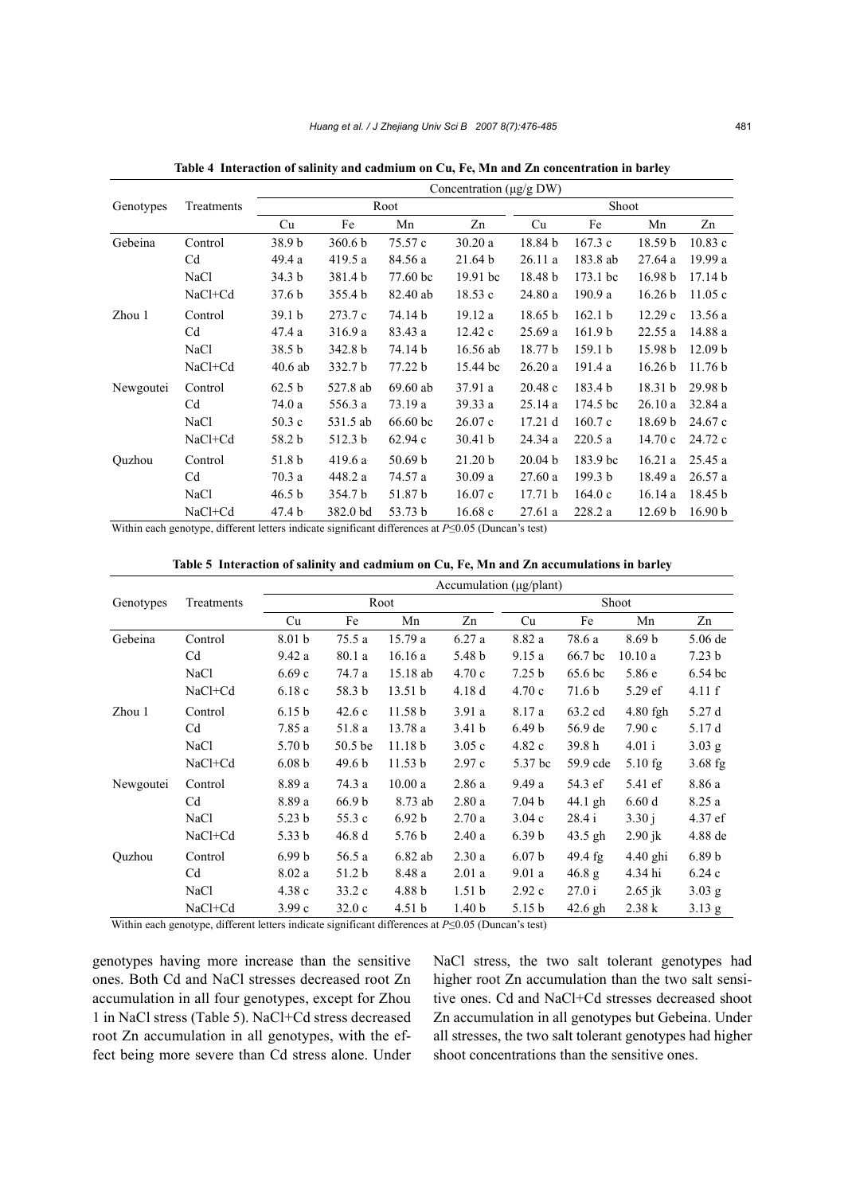**Table 4 Interaction of salinity and cadmium on Cu, Fe, Mn and Zn concentration in barley**

| Genotypes | Treatments | Concentration (μg/g DW) | | | | | | | |
|---|---|---|---|---|---|---|---|---|---|
| | | Root | | | | Shoot | | | |
| | | Cu | Fe | Mn | Zn | Cu | Fe | Mn | Zn |
| Gebeina | Control | 38.9 b | 360.6 b | 75.57 c | 30.20 a | 18.84 b | 167.3 c | 18.59 b | 10.83 c |
| | Cd | 49.4 a | 419.5 a | 84.56 a | 21.64 b | 26.11 a | 183.8 ab | 27.64 a | 19.99 a |
| | NaCl | 34.3 b | 381.4 b | 77.60 bc | 19.91 bc | 18.48 b | 173.1 bc | 16.98 b | 17.14 b |
| | NaCl+Cd | 37.6 b | 355.4 b | 82.40 ab | 18.53 c | 24.80 a | 190.9 a | 16.26 b | 11.05 c |
| Zhou 1 | Control | 39.1 b | 273.7 c | 74.14 b | 19.12 a | 18.65 b | 162.1 b | 12.29 c | 13.56 a |
| | Cd | 47.4 a | 316.9 a | 83.43 a | 12.42 c | 25.69 a | 161.9 b | 22.55 a | 14.88 a |
| | NaCl | 38.5 b | 342.8 b | 74.14 b | 16.56 ab | 18.77 b | 159.1 b | 15.98 b | 12.09 b |
| | NaCl+Cd | 40.6 ab | 332.7 b | 77.22 b | 15.44 bc | 26.20 a | 191.4 a | 16.26 b | 11.76 b |
| Newgoutei | Control | 62.5 b | 527.8 ab | 69.60 ab | 37.91 a | 20.48 c | 183.4 b | 18.31 b | 29.98 b |
| | Cd | 74.0 a | 556.3 a | 73.19 a | 39.33 a | 25.14 a | 174.5 bc | 26.10 a | 32.84 a |
| | NaCl | 50.3 c | 531.5 ab | 66.60 bc | 26.07 c | 17.21 d | 160.7 c | 18.69 b | 24.67 c |
| | NaCl+Cd | 58.2 b | 512.3 b | 62.94 c | 30.41 b | 24.34 a | 220.5 a | 14.70 c | 24.72 c |
| Quzhou | Control | 51.8 b | 419.6 a | 50.69 b | 21.20 b | 20.04 b | 183.9 bc | 16.21 a | 25.45 a |
| | Cd | 70.3 a | 448.2 a | 74.57 a | 30.09 a | 27.60 a | 199.3 b | 18.49 a | 26.57 a |
| | NaCl | 46.5 b | 354.7 b | 51.87 b | 16.07 c | 17.71 b | 164.0 c | 16.14 a | 18.45 b |
| | NaCl+Cd | 47.4 b | 382.0 bd | 53.73 b | 16.68 c | 27.61 a | 228.2 a | 12.69 b | 16.90 b |

Within each genotype, different letters indicate significant differences at $P \leq 0.05$ (Duncan's test)

**Table 5 Interaction of salinity and cadmium on Cu, Fe, Mn and Zn accumulations in barley**

| Genotypes | Treatments | Accumulation (μg/plant) | | | | | | | |
|---|---|---|---|---|---|---|---|---|---|
| | | Root | | | | Shoot | | | |
| | | Cu | Fe | Mn | Zn | Cu | Fe | Mn | Zn |
| Gebeina | Control | 8.01 b | 75.5 a | 15.79 a | 6.27 a | 8.82 a | 78.6 a | 8.69 b | 5.06 de |
| | Cd | 9.42 a | 80.1 a | 16.16 a | 5.48 b | 9.15 a | 66.7 bc | 10.10 a | 7.23 b |
| | NaCl | 6.69 c | 74.7 a | 15.18 ab | 4.70 c | 7.25 b | 65.6 bc | 5.86 e | 6.54 bc |
| | NaCl+Cd | 6.18 c | 58.3 b | 13.51 b | 4.18 d | 4.70 c | 71.6 b | 5.29 ef | 4.11 f |
| Zhou 1 | Control | 6.15 b | 42.6 c | 11.58 b | 3.91 a | 8.17 a | 63.2 cd | 4.80 fgh | 5.27 d |
| | Cd | 7.85 a | 51.8 a | 13.78 a | 3.41 b | 6.49 b | 56.9 de | 7.90 c | 5.17 d |
| | NaCl | 5.70 b | 50.5 be | 11.18 b | 3.05 c | 4.82 c | 39.8 h | 4.01 i | 3.03 g |
| | NaCl+Cd | 6.08 b | 49.6 b | 11.53 b | 2.97 c | 5.37 bc | 59.9 cde | 5.10 fg | 3.68 fg |
| Newgoutei | Control | 8.89 a | 74.3 a | 10.00 a | 2.86 a | 9.49 a | 54.3 ef | 5.41 ef | 8.86 a |
| | Cd | 8.89 a | 66.9 b | 8.73 ab | 2.80 a | 7.04 b | 44.1 gh | 6.60 d | 8.25 a |
| | NaCl | 5.23 b | 55.3 c | 6.92 b | 2.70 a | 3.04 c | 28.4 i | 3.30 j | 4.37 ef |
| | NaCl+Cd | 5.33 b | 46.8 d | 5.76 b | 2.40 a | 6.39 b | 43.5 gh | 2.90 jk | 4.88 de |
| Quzhou | Control | 6.99 b | 56.5 a | 6.82 ab | 2.30 a | 6.07 b | 49.4 fg | 4.40 ghi | 6.89 b |
| | Cd | 8.02 a | 51.2 b | 8.48 a | 2.01 a | 9.01 a | 46.8 g | 4.34 hi | 6.24 c |
| | NaCl | 4.38 c | 33.2 c | 4.88 b | 1.51 b | 2.92 c | 27.0 i | 2.65 jk | 3.03 g |
| | NaCl+Cd | 3.99 c | 32.0 c | 4.51 b | 1.40 b | 5.15 b | 42.6 gh | 2.38 k | 3.13 g |

Within each genotype, different letters indicate significant differences at $P \leq 0.05$ (Duncan's test)

genotypes having more increase than the sensitive ones. Both Cd and NaCl stresses decreased root Zn accumulation in all four genotypes, except for Zhou 1 in NaCl stress (Table 5). NaCl+Cd stress decreased root Zn accumulation in all genotypes, with the effect being more severe than Cd stress alone. Under NaCl stress, the two salt tolerant genotypes had higher root Zn accumulation than the two salt sensitive ones. Cd and NaCl+Cd stresses decreased shoot Zn accumulation in all genotypes but Gebeina. Under all stresses, the two salt tolerant genotypes had higher shoot concentrations than the sensitive ones.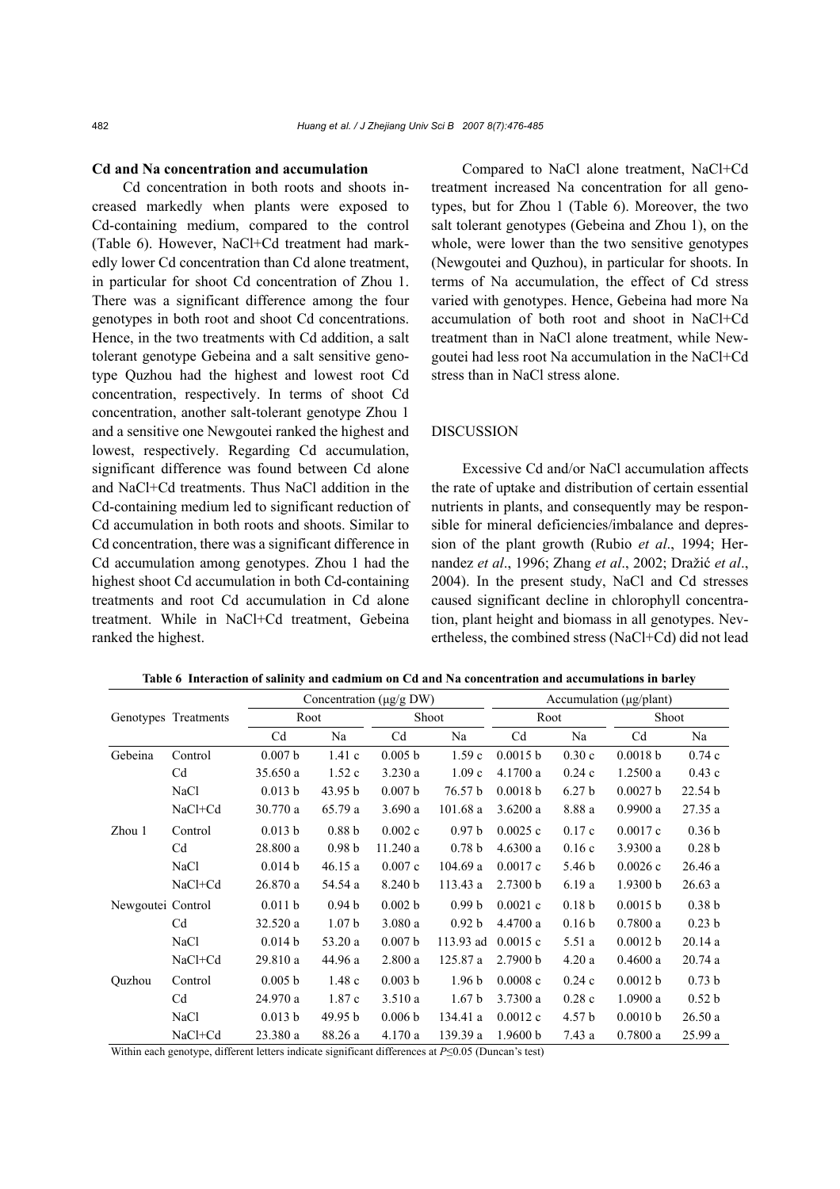### Cd and Na concentration and accumulation

Cd concentration in both roots and shoots increased markedly when plants were exposed to Cd-containing medium, compared to the control (Table 6). However, NaCl+Cd treatment had markedly lower Cd concentration than Cd alone treatment, in particular for shoot Cd concentration of Zhou 1. There was a significant difference among the four genotypes in both root and shoot Cd concentrations. Hence, in the two treatments with Cd addition, a salt tolerant genotype Gebeina and a salt sensitive genotype Quzhou had the highest and lowest root Cd concentration, respectively. In terms of shoot Cd concentration, another salt-tolerant genotype Zhou 1 and a sensitive one Newgoutei ranked the highest and lowest, respectively. Regarding Cd accumulation, significant difference was found between Cd alone and NaCl+Cd treatments. Thus NaCl addition in the Cd-containing medium led to significant reduction of Cd accumulation in both roots and shoots. Similar to Cd concentration, there was a significant difference in Cd accumulation among genotypes. Zhou 1 had the highest shoot Cd accumulation in both Cd-containing treatments and root Cd accumulation in Cd alone treatment. While in NaCl+Cd treatment, Gebeina ranked the highest.

Compared to NaCl alone treatment, NaCl+Cd treatment increased Na concentration for all genotypes, but for Zhou 1 (Table 6). Moreover, the two salt tolerant genotypes (Gebeina and Zhou 1), on the whole, were lower than the two sensitive genotypes (Newgoutei and Quzhou), in particular for shoots. In terms of Na accumulation, the effect of Cd stress varied with genotypes. Hence, Gebeina had more Na accumulation of both root and shoot in NaCl+Cd treatment than in NaCl alone treatment, while Newgoutei had less root Na accumulation in the NaCl+Cd stress than in NaCl stress alone.

## DISCUSSION

Excessive Cd and/or NaCl accumulation affects the rate of uptake and distribution of certain essential nutrients in plants, and consequently may be responsible for mineral deficiencies/imbalance and depression of the plant growth (Rubio *et al*., 1994; Hernandez *et al*., 1996; Zhang *et al*., 2002; Dražić *et al*., 2004). In the present study, NaCl and Cd stresses caused significant decline in chlorophyll concentration, plant height and biomass in all genotypes. Nevertheless, the combined stress (NaCl+Cd) did not lead

**Table 6 Interaction of salinity and cadmium on Cd and Na concentration and accumulations in barley**

| Genotypes | Treatments | Concentration (μg/g DW) | | | | Accumulation (μg/plant) | | | |
|---|---|---|---|---|---|---|---|---|---|
| | | Root | | Shoot | | Root | | Shoot | |
| | | Cd | Na | Cd | Na | Cd | Na | Cd | Na |
| Gebeina | Control | 0.007 b | 1.41 c | 0.005 b | 1.59 c | 0.0015 b | 0.30 c | 0.0018 b | 0.74 c |
| | Cd | 35.650 a | 1.52 c | 3.230 a | 1.09 c | 4.1700 a | 0.24 c | 1.2500 a | 0.43 c |
| | NaCl | 0.013 b | 43.95 b | 0.007 b | 76.57 b | 0.0018 b | 6.27 b | 0.0027 b | 22.54 b |
| | NaCl+Cd | 30.770 a | 65.79 a | 3.690 a | 101.68 a | 3.6200 a | 8.88 a | 0.9900 a | 27.35 a |
| Zhou 1 | Control | 0.013 b | 0.88 b | 0.002 c | 0.97 b | 0.0025 c | 0.17 c | 0.0017 c | 0.36 b |
| | Cd | 28.800 a | 0.98 b | 11.240 a | 0.78 b | 4.6300 a | 0.16 c | 3.9300 a | 0.28 b |
| | NaCl | 0.014 b | 46.15 a | 0.007 c | 104.69 a | 0.0017 c | 5.46 b | 0.0026 c | 26.46 a |
| | NaCl+Cd | 26.870 a | 54.54 a | 8.240 b | 113.43 a | 2.7300 b | 6.19 a | 1.9300 b | 26.63 a |
| Newgoutei | Control | 0.011 b | 0.94 b | 0.002 b | 0.99 b | 0.0021 c | 0.18 b | 0.0015 b | 0.38 b |
| | Cd | 32.520 a | 1.07 b | 3.080 a | 0.92 b | 4.4700 a | 0.16 b | 0.7800 a | 0.23 b |
| | NaCl | 0.014 b | 53.20 a | 0.007 b | 113.93 ad | 0.0015 c | 5.51 a | 0.0012 b | 20.14 a |
| | NaCl+Cd | 29.810 a | 44.96 a | 2.800 a | 125.87 a | 2.7900 b | 4.20 a | 0.4600 a | 20.74 a |
| Quzhou | Control | 0.005 b | 1.48 c | 0.003 b | 1.96 b | 0.0008 c | 0.24 c | 0.0012 b | 0.73 b |
| | Cd | 24.970 a | 1.87 c | 3.510 a | 1.67 b | 3.7300 a | 0.28 c | 1.0900 a | 0.52 b |
| | NaCl | 0.013 b | 49.95 b | 0.006 b | 134.41 a | 0.0012 c | 4.57 b | 0.0010 b | 26.50 a |
| | NaCl+Cd | 23.380 a | 88.26 a | 4.170 a | 139.39 a | 1.9600 b | 7.43 a | 0.7800 a | 25.99 a |

Within each genotype, different letters indicate significant differences at $P \leq 0.05$ (Duncan's test)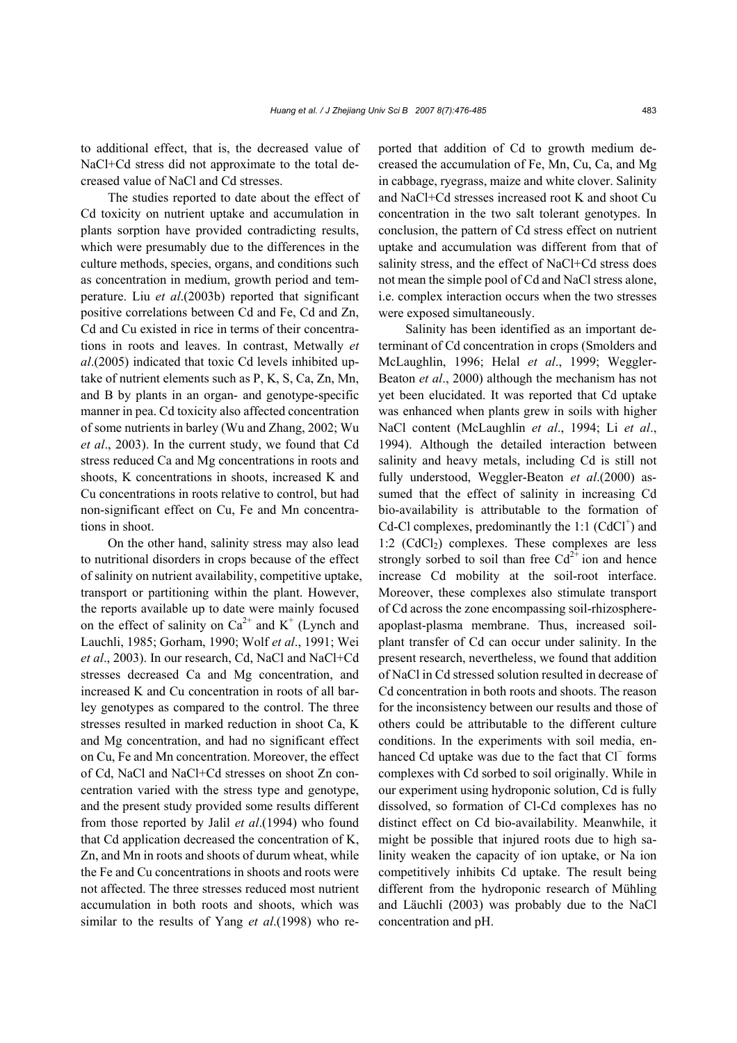to additional effect, that is, the decreased value of NaCl+Cd stress did not approximate to the total decreased value of NaCl and Cd stresses.

The studies reported to date about the effect of Cd toxicity on nutrient uptake and accumulation in plants sorption have provided contradicting results, which were presumably due to the differences in the culture methods, species, organs, and conditions such as concentration in medium, growth period and temperature. Liu *et al*.(2003b) reported that significant positive correlations between Cd and Fe, Cd and Zn, Cd and Cu existed in rice in terms of their concentrations in roots and leaves. In contrast, Metwally *et al*.(2005) indicated that toxic Cd levels inhibited uptake of nutrient elements such as P, K, S, Ca, Zn, Mn, and B by plants in an organ- and genotype-specific manner in pea. Cd toxicity also affected concentration of some nutrients in barley (Wu and Zhang, 2002; Wu *et al*., 2003). In the current study, we found that Cd stress reduced Ca and Mg concentrations in roots and shoots, K concentrations in shoots, increased K and Cu concentrations in roots relative to control, but had non-significant effect on Cu, Fe and Mn concentrations in shoot.

On the other hand, salinity stress may also lead to nutritional disorders in crops because of the effect of salinity on nutrient availability, competitive uptake, transport or partitioning within the plant. However, the reports available up to date were mainly focused on the effect of salinity on $Ca^{2+}$ and $K^{+}$ (Lynch and Lauchli, 1985; Gorham, 1990; Wolf *et al*., 1991; Wei *et al*., 2003). In our research, Cd, NaCl and NaCl+Cd stresses decreased Ca and Mg concentration, and increased K and Cu concentration in roots of all barley genotypes as compared to the control. The three stresses resulted in marked reduction in shoot Ca, K and Mg concentration, and had no significant effect on Cu, Fe and Mn concentration. Moreover, the effect of Cd, NaCl and NaCl+Cd stresses on shoot Zn concentration varied with the stress type and genotype, and the present study provided some results different from those reported by Jalil *et al*.(1994) who found that Cd application decreased the concentration of K, Zn, and Mn in roots and shoots of durum wheat, while the Fe and Cu concentrations in shoots and roots were not affected. The three stresses reduced most nutrient accumulation in both roots and shoots, which was similar to the results of Yang *et al*.(1998) who reported that addition of Cd to growth medium decreased the accumulation of Fe, Mn, Cu, Ca, and Mg in cabbage, ryegrass, maize and white clover. Salinity and NaCl+Cd stresses increased root K and shoot Cu concentration in the two salt tolerant genotypes. In conclusion, the pattern of Cd stress effect on nutrient uptake and accumulation was different from that of salinity stress, and the effect of NaCl+Cd stress does not mean the simple pool of Cd and NaCl stress alone, i.e. complex interaction occurs when the two stresses were exposed simultaneously.

Salinity has been identified as an important determinant of Cd concentration in crops (Smolders and McLaughlin, 1996; Helal *et al*., 1999; Weggler-Beaton *et al*., 2000) although the mechanism has not yet been elucidated. It was reported that Cd uptake was enhanced when plants grew in soils with higher NaCl content (McLaughlin *et al*., 1994; Li *et al*., 1994). Although the detailed interaction between salinity and heavy metals, including Cd is still not fully understood, Weggler-Beaton *et al*.(2000) assumed that the effect of salinity in increasing Cd bio-availability is attributable to the formation of Cd-Cl complexes, predominantly the 1:1 ($CdCl^{+}$) and 1:2 ($CdCl_2$) complexes. These complexes are less strongly sorbed to soil than free $Cd^{2+}$ ion and hence increase Cd mobility at the soil-root interface. Moreover, these complexes also stimulate transport of Cd across the zone encompassing soil-rhizosphere-apoplast-plasma membrane. Thus, increased soil-plant transfer of Cd can occur under salinity. In the present research, nevertheless, we found that addition of NaCl in Cd stressed solution resulted in decrease of Cd concentration in both roots and shoots. The reason for the inconsistency between our results and those of others could be attributable to the different culture conditions. In the experiments with soil media, enhanced Cd uptake was due to the fact that $Cl^{-}$ forms complexes with Cd sorbed to soil originally. While in our experiment using hydroponic solution, Cd is fully dissolved, so formation of Cl-Cd complexes has no distinct effect on Cd bio-availability. Meanwhile, it might be possible that injured roots due to high salinity weaken the capacity of ion uptake, or Na ion competitively inhibits Cd uptake. The result being different from the hydroponic research of Mühling and Läuchli (2003) was probably due to the NaCl concentration and pH.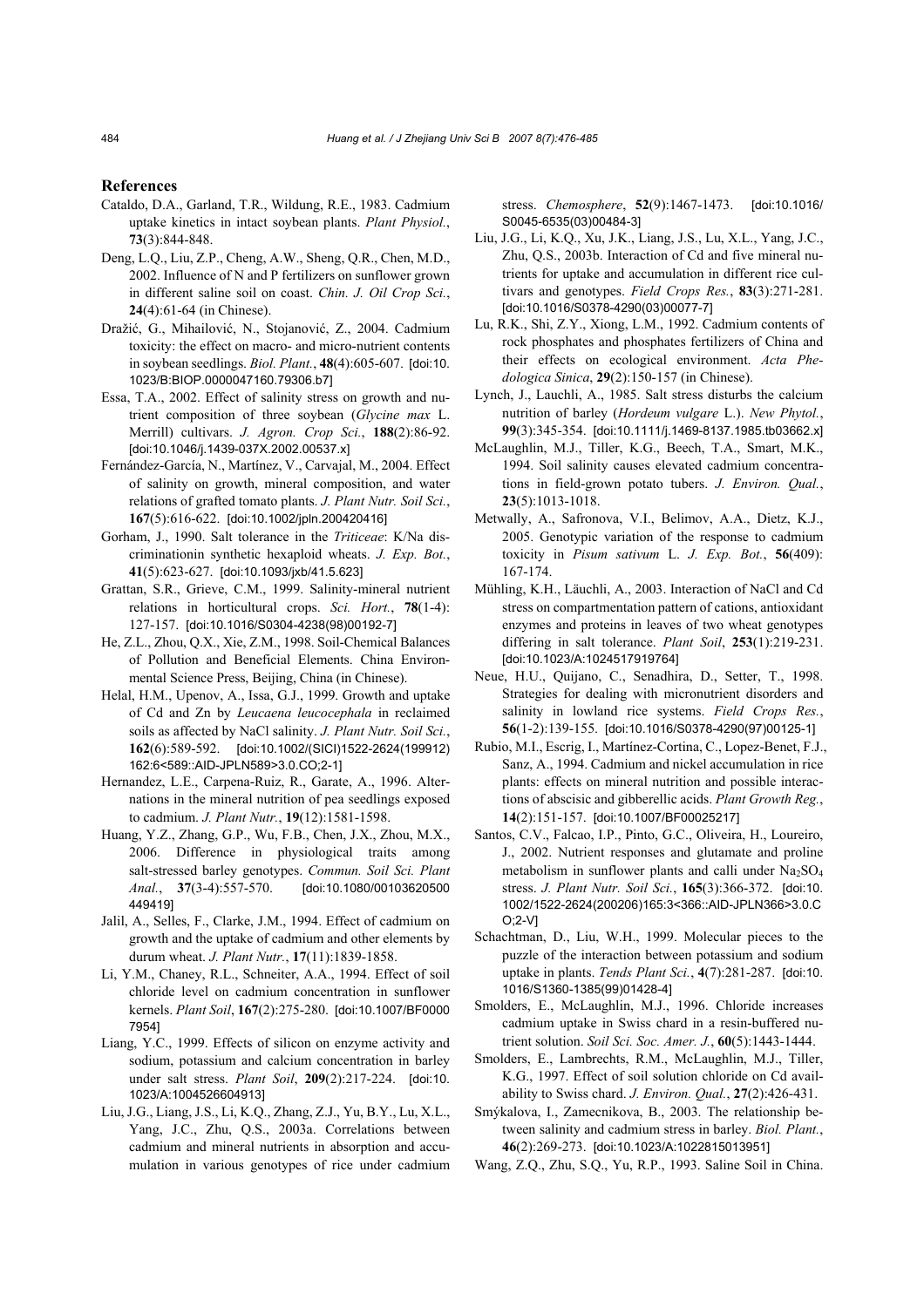## References

Cataldo, D.A., Garland, T.R., Wildung, R.E., 1983. Cadmium uptake kinetics in intact soybean plants. *Plant Physiol.*, **73**(3):844-848.

Deng, L.Q., Liu, Z.P., Cheng, A.W., Sheng, Q.R., Chen, M.D., 2002. Influence of N and P fertilizers on sunflower grown in different saline soil on coast. *Chin. J. Oil Crop Sci.*, **24**(4):61-64 (in Chinese).

Dražić, G., Mihailović, N., Stojanović, Z., 2004. Cadmium toxicity: the effect on macro- and micro-nutrient contents in soybean seedlings. *Biol. Plant.*, **48**(4):605-607. [doi:10.1023/B:BIOP.0000047160.79306.b7]

Essa, T.A., 2002. Effect of salinity stress on growth and nutrient composition of three soybean (*Glycine max* L. Merrill) cultivars. *J. Agron. Crop Sci.*, **188**(2):86-92. [doi:10.1046/j.1439-037X.2002.00537.x]

Fernández-García, N., Martínez, V., Carvajal, M., 2004. Effect of salinity on growth, mineral composition, and water relations of grafted tomato plants. *J. Plant Nutr. Soil Sci.*, **167**(5):616-622. [doi:10.1002/jpln.200420416]

Gorham, J., 1990. Salt tolerance in the *Triticeae*: K/Na discriminationin synthetic hexaploid wheats. *J. Exp. Bot.*, **41**(5):623-627. [doi:10.1093/jxb/41.5.623]

Grattan, S.R., Grieve, C.M., 1999. Salinity-mineral nutrient relations in horticultural crops. *Sci. Hort.*, **78**(1-4): 127-157. [doi:10.1016/S0304-4238(98)00192-7]

He, Z.L., Zhou, Q.X., Xie, Z.M., 1998. Soil-Chemical Balances of Pollution and Beneficial Elements. China Environmental Science Press, Beijing, China (in Chinese).

Helal, H.M., Upenov, A., Issa, G.J., 1999. Growth and uptake of Cd and Zn by *Leucaena leucocephala* in reclaimed soils as affected by NaCl salinity. *J. Plant Nutr. Soil Sci.*, **162**(6):589-592. [doi:10.1002/(SICI)1522-2624(199912)162:6<589::AID-JPLN589>3.0.CO;2-1]

Hernandez, L.E., Carpena-Ruiz, R., Garate, A., 1996. Alternations in the mineral nutrition of pea seedlings exposed to cadmium. *J. Plant Nutr.*, **19**(12):1581-1598.

Huang, Y.Z., Zhang, G.P., Wu, F.B., Chen, J.X., Zhou, M.X., 2006. Difference in physiological traits among salt-stressed barley genotypes. *Commun. Soil Sci. Plant Anal.*, **37**(3-4):557-570. [doi:10.1080/00103620500449419]

Jalil, A., Selles, F., Clarke, J.M., 1994. Effect of cadmium on growth and the uptake of cadmium and other elements by durum wheat. *J. Plant Nutr.*, **17**(11):1839-1858.

Li, Y.M., Chaney, R.L., Schneiter, A.A., 1994. Effect of soil chloride level on cadmium concentration in sunflower kernels. *Plant Soil*, **167**(2):275-280. [doi:10.1007/BF00007954]

Liang, Y.C., 1999. Effects of silicon on enzyme activity and sodium, potassium and calcium concentration in barley under salt stress. *Plant Soil*, **209**(2):217-224. [doi:10.1023/A:1004526604913]

Liu, J.G., Liang, J.S., Li, K.Q., Zhang, Z.J., Yu, B.Y., Lu, X.L., Yang, J.C., Zhu, Q.S., 2003a. Correlations between cadmium and mineral nutrients in absorption and accumulation in various genotypes of rice under cadmium stress. *Chemosphere*, **52**(9):1467-1473. [doi:10.1016/S0045-6535(03)00484-3]

Liu, J.G., Li, K.Q., Xu, J.K., Liang, J.S., Lu, X.L., Yang, J.C., Zhu, Q.S., 2003b. Interaction of Cd and five mineral nutrients for uptake and accumulation in different rice cultivars and genotypes. *Field Crops Res.*, **83**(3):271-281. [doi:10.1016/S0378-4290(03)00077-7]

Lu, R.K., Shi, Z.Y., Xiong, L.M., 1992. Cadmium contents of rock phosphates and phosphates fertilizers of China and their effects on ecological environment. *Acta Phedologica Sinica*, **29**(2):150-157 (in Chinese).

Lynch, J., Lauchli, A., 1985. Salt stress disturbs the calcium nutrition of barley (*Hordeum vulgare* L.). *New Phytol.*, **99**(3):345-354. [doi:10.1111/j.1469-8137.1985.tb03662.x]

McLaughlin, M.J., Tiller, K.G., Beech, T.A., Smart, M.K., 1994. Soil salinity causes elevated cadmium concentrations in field-grown potato tubers. *J. Environ. Qual.*, **23**(5):1013-1018.

Metwally, A., Safronova, V.I., Belimov, A.A., Dietz, K.J., 2005. Genotypic variation of the response to cadmium toxicity in *Pisum sativum* L. *J. Exp. Bot.*, **56**(409): 167-174.

Mühling, K.H., Läuchli, A., 2003. Interaction of NaCl and Cd stress on compartmentation pattern of cations, antioxidant enzymes and proteins in leaves of two wheat genotypes differing in salt tolerance. *Plant Soil*, **253**(1):219-231. [doi:10.1023/A:1024517919764]

Neue, H.U., Quijano, C., Senadhira, D., Setter, T., 1998. Strategies for dealing with micronutrient disorders and salinity in lowland rice systems. *Field Crops Res.*, **56**(1-2):139-155. [doi:10.1016/S0378-4290(97)00125-1]

Rubio, M.I., Escrig, I., Martínez-Cortina, C., Lopez-Benet, F.J., Sanz, A., 1994. Cadmium and nickel accumulation in rice plants: effects on mineral nutrition and possible interactions of abscisic and gibberellic acids. *Plant Growth Reg.*, **14**(2):151-157. [doi:10.1007/BF00025217]

Santos, C.V., Falcao, I.P., Pinto, G.C., Oliveira, H., Loureiro, J., 2002. Nutrient responses and glutamate and proline metabolism in sunflower plants and calli under $Na_2SO_4$ stress. *J. Plant Nutr. Soil Sci.*, **165**(3):366-372. [doi:10.1002/1522-2624(200206)165:3<366::AID-JPLN366>3.0.CO;2-V]

Schachtman, D., Liu, W.H., 1999. Molecular pieces to the puzzle of the interaction between potassium and sodium uptake in plants. *Tends Plant Sci.*, **4**(7):281-287. [doi:10.1016/S1360-1385(99)01428-4]

Smolders, E., McLaughlin, M.J., 1996. Chloride increases cadmium uptake in Swiss chard in a resin-buffered nutrient solution. *Soil Sci. Soc. Amer. J.*, **60**(5):1443-1444.

Smolders, E., Lambrechts, R.M., McLaughlin, M.J., Tiller, K.G., 1997. Effect of soil solution chloride on Cd availability to Swiss chard. *J. Environ. Qual.*, **27**(2):426-431.

Smýkalova, I., Zamecnikova, B., 2003. The relationship between salinity and cadmium stress in barley. *Biol. Plant.*, **46**(2):269-273. [doi:10.1023/A:1022815013951]

Wang, Z.Q., Zhu, S.Q., Yu, R.P., 1993. Saline Soil in China.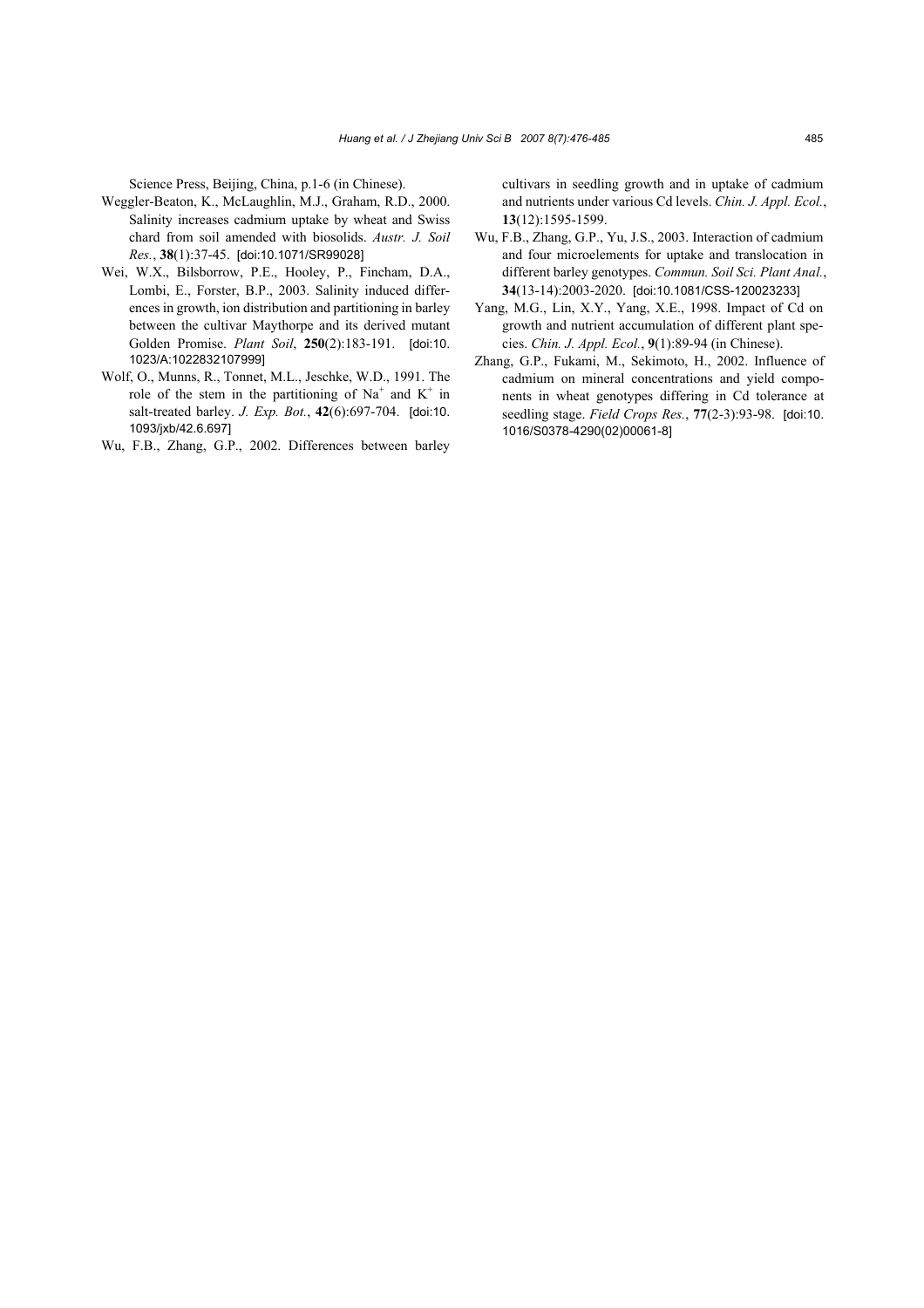Science Press, Beijing, China, p.1-6 (in Chinese).

Weggler-Beaton, K., McLaughlin, M.J., Graham, R.D., 2000. Salinity increases cadmium uptake by wheat and Swiss chard from soil amended with biosolids. *Austr. J. Soil Res.*, **38**(1):37-45. [doi:10.1071/SR99028]

Wei, W.X., Bilsborrow, P.E., Hooley, P., Fincham, D.A., Lombi, E., Forster, B.P., 2003. Salinity induced differences in growth, ion distribution and partitioning in barley between the cultivar Maythorpe and its derived mutant Golden Promise. *Plant Soil*, **250**(2):183-191. [doi:10.1023/A:1022832107999]

Wolf, O., Munns, R., Tonnet, M.L., Jeschke, W.D., 1991. The role of the stem in the partitioning of $Na^+$ and $K^+$ in salt-treated barley. *J. Exp. Bot.*, **42**(6):697-704. [doi:10.1093/jxb/42.6.697]

Wu, F.B., Zhang, G.P., 2002. Differences between barley cultivars in seedling growth and in uptake of cadmium and nutrients under various Cd levels. *Chin. J. Appl. Ecol.*, **13**(12):1595-1599.

Wu, F.B., Zhang, G.P., Yu, J.S., 2003. Interaction of cadmium and four microelements for uptake and translocation in different barley genotypes. *Commun. Soil Sci. Plant Anal.*, **34**(13-14):2003-2020. [doi:10.1081/CSS-120023233]

Yang, M.G., Lin, X.Y., Yang, X.E., 1998. Impact of Cd on growth and nutrient accumulation of different plant species. *Chin. J. Appl. Ecol.*, **9**(1):89-94 (in Chinese).

Zhang, G.P., Fukami, M., Sekimoto, H., 2002. Influence of cadmium on mineral concentrations and yield components in wheat genotypes differing in Cd tolerance at seedling stage. *Field Crops Res.*, **77**(2-3):93-98. [doi:10.1016/S0378-4290(02)00061-8]